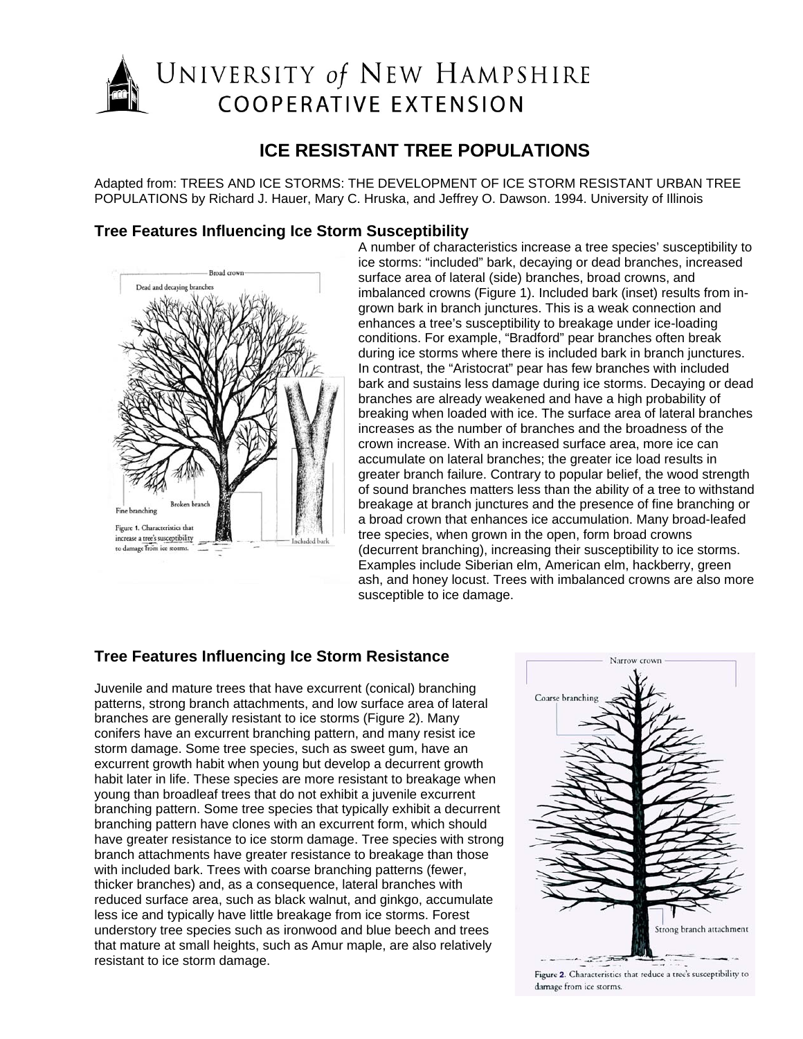# UNIVERSITY of NEW HAMPSHIRE COOPERATIVE EXTENSION

## ICE RESISTANT TREE POPULATIONS

Adapted from: TREES AND ICE STORMS: THE DEVELOPMENT OF ICE STORM RESISTANT URBAN TREE POPULATIONS by Richard J. Hauer, Mary C. Hruska, and Jeffrey O. Dawson. 1994. University of Illinois

### Tree Features Influencing Ice Storm Susceptibility

Figure 1. Characteristics that increase a tree's susceptibility to damage from ice storms.

A number of characteristics increase a tree species' susceptibility to ice storms: "included" bark, decaying or dead branches, increased surface area of lateral (side) branches, broad crowns, and imbalanced crowns (Figure 1). Included bark (inset) results from in-grown bark in branch junctures. This is a weak connection and enhances a tree's susceptibility to breakage under ice-loading conditions. For example, "Bradford" pear branches often break during ice storms where there is included bark in branch junctures. In contrast, the "Aristocrat" pear has few branches with included bark and sustains less damage during ice storms. Decaying or dead branches are already weakened and have a high probability of breaking when loaded with ice. The surface area of lateral branches increases as the number of branches and the broadness of the crown increase. With an increased surface area, more ice can accumulate on lateral branches; the greater ice load results in greater branch failure. Contrary to popular belief, the wood strength of sound branches matters less than the ability of a tree to withstand breakage at branch junctures and the presence of fine branching or a broad crown that enhances ice accumulation. Many broad-leafed tree species, when grown in the open, form broad crowns (decurrent branching), increasing their susceptibility to ice storms. Examples include Siberian elm, American elm, hackberry, green ash, and honey locust. Trees with imbalanced crowns are also more susceptible to ice damage.

### Tree Features Influencing Ice Storm Resistance

Juvenile and mature trees that have excurrent (conical) branching patterns, strong branch attachments, and low surface area of lateral branches are generally resistant to ice storms (Figure 2). Many conifers have an excurrent branching pattern, and many resist ice storm damage. Some tree species, such as sweet gum, have an excurrent growth habit when young but develop a decurrent growth habit later in life. These species are more resistant to breakage when young than broadleaf trees that do not exhibit a juvenile excurrent branching pattern. Some tree species that typically exhibit a decurrent branching pattern have clones with an excurrent form, which should have greater resistance to ice storm damage. Tree species with strong branch attachments have greater resistance to breakage than those with included bark. Trees with coarse branching patterns (fewer, thicker branches) and, as a consequence, lateral branches with reduced surface area, such as black walnut, and ginkgo, accumulate less ice and typically have little breakage from ice storms. Forest understory tree species such as ironwood and blue beech and trees that mature at small heights, such as Amur maple, are also relatively resistant to ice storm damage.

Figure 2. Characteristics that reduce a tree's susceptibility to damage from ice storms.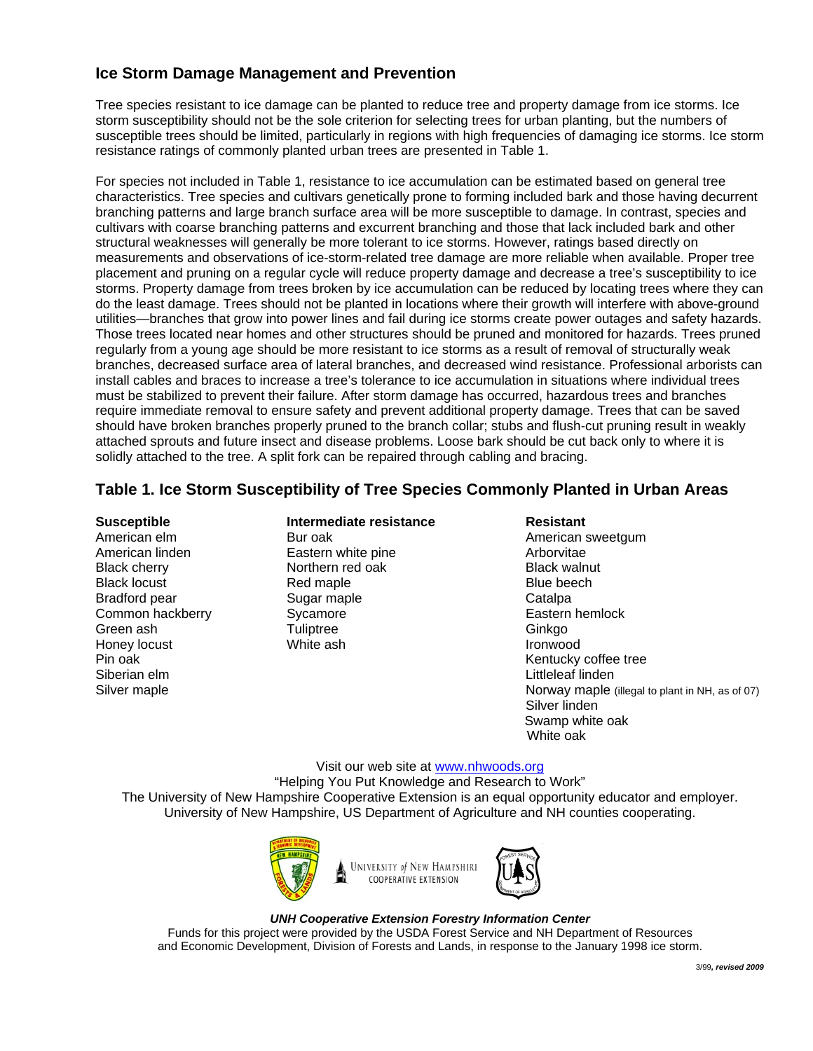## Ice Storm Damage Management and Prevention

Tree species resistant to ice damage can be planted to reduce tree and property damage from ice storms. Ice storm susceptibility should not be the sole criterion for selecting trees for urban planting, but the numbers of susceptible trees should be limited, particularly in regions with high frequencies of damaging ice storms. Ice storm resistance ratings of commonly planted urban trees are presented in Table 1.

For species not included in Table 1, resistance to ice accumulation can be estimated based on general tree characteristics. Tree species and cultivars genetically prone to forming included bark and those having decurrent branching patterns and large branch surface area will be more susceptible to damage. In contrast, species and cultivars with coarse branching patterns and excurrent branching and those that lack included bark and other structural weaknesses will generally be more tolerant to ice storms. However, ratings based directly on measurements and observations of ice-storm-related tree damage are more reliable when available. Proper tree placement and pruning on a regular cycle will reduce property damage and decrease a tree's susceptibility to ice storms. Property damage from trees broken by ice accumulation can be reduced by locating trees where they can do the least damage. Trees should not be planted in locations where their growth will interfere with above-ground utilities—branches that grow into power lines and fail during ice storms create power outages and safety hazards. Those trees located near homes and other structures should be pruned and monitored for hazards. Trees pruned regularly from a young age should be more resistant to ice storms as a result of removal of structurally weak branches, decreased surface area of lateral branches, and decreased wind resistance. Professional arborists can install cables and braces to increase a tree's tolerance to ice accumulation in situations where individual trees must be stabilized to prevent their failure. After storm damage has occurred, hazardous trees and branches require immediate removal to ensure safety and prevent additional property damage. Trees that can be saved should have broken branches properly pruned to the branch collar; stubs and flush-cut pruning result in weakly attached sprouts and future insect and disease problems. Loose bark should be cut back only to where it is solidly attached to the tree. A split fork can be repaired through cabling and bracing.

## Table 1. Ice Storm Susceptibility of Tree Species Commonly Planted in Urban Areas

| Susceptible | Intermediate resistance | Resistant |
|---|---|---|
| American elm | Bur oak | American sweetgum |
| American linden | Eastern white pine | Arborvitae |
| Black cherry | Northern red oak | Black walnut |
| Black locust | Red maple | Blue beech |
| Bradford pear | Sugar maple | Catalpa |
| Common hackberry | Sycamore | Eastern hemlock |
| Green ash | Tuliptree | Ginkgo |
| Honey locust | White ash | Ironwood |
| Pin oak | | Kentucky coffee tree |
| Siberian elm | | Littleleaf linden |
| Silver maple | | Norway maple (illegal to plant in NH, as of 07) |
| | | Silver linden |
| | | Swamp white oak |
| | | White oak |

Visit our web site at www.nhwoods.org

"Helping You Put Knowledge and Research to Work"

The University of New Hampshire Cooperative Extension is an equal opportunity educator and employer. University of New Hampshire, US Department of Agriculture and NH counties cooperating.

***UNH Cooperative Extension Forestry Information Center***

Funds for this project were provided by the USDA Forest Service and NH Department of Resources and Economic Development, Division of Forests and Lands, in response to the January 1998 ice storm.

3/99, ***revised 2009***